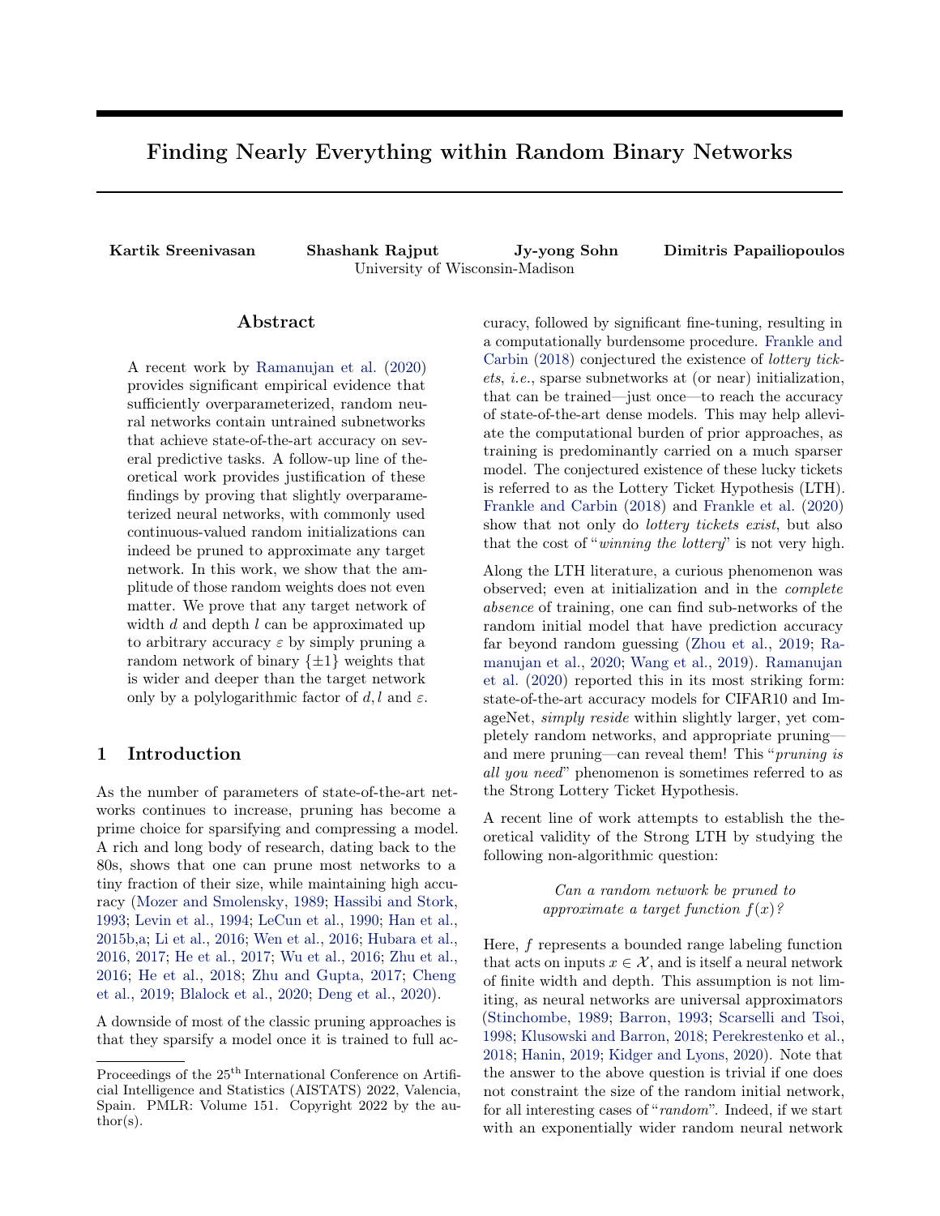# Finding Nearly Everything within Random Binary Networks

**Kartik Sreenivasan** **Shashank Rajput** **Jy-yong Sohn** **Dimitris Papailiopoulos**
University of Wisconsin-Madison

## Abstract

A recent work by Ramanujan et al. (2020) provides significant empirical evidence that sufficiently overparameterized, random neural networks contain untrained subnetworks that achieve state-of-the-art accuracy on several predictive tasks. A follow-up line of theoretical work provides justification of these findings by proving that slightly overparameterized neural networks, with commonly used continuous-valued random initializations can indeed be pruned to approximate any target network. In this work, we show that the amplitude of those random weights does not even matter. We prove that any target network of width $d$ and depth $l$ can be approximated up to arbitrary accuracy $\varepsilon$ by simply pruning a random network of binary $\{\pm 1\}$ weights that is wider and deeper than the target network only by a polylogarithmic factor of $d, l$ and $\varepsilon$.

## 1 Introduction

As the number of parameters of state-of-the-art networks continues to increase, pruning has become a prime choice for sparsifying and compressing a model. A rich and long body of research, dating back to the 80s, shows that one can prune most networks to a tiny fraction of their size, while maintaining high accuracy (Mozer and Smolensky, 1989; Hassibi and Stork, 1993; Levin et al., 1994; LeCun et al., 1990; Han et al., 2015b,a; Li et al., 2016; Wen et al., 2016; Hubara et al., 2016, 2017; He et al., 2017; Wu et al., 2016; Zhu et al., 2016; He et al., 2018; Zhu and Gupta, 2017; Cheng et al., 2019; Blalock et al., 2020; Deng et al., 2020).

A downside of most of the classic pruning approaches is that they sparsify a model once it is trained to full accuracy, followed by significant fine-tuning, resulting in a computationally burdensome procedure. Frankle and Carbin (2018) conjectured the existence of *lottery tickets*, *i.e.*, sparse subnetworks at (or near) initialization, that can be trained—just once—to reach the accuracy of state-of-the-art dense models. This may help alleviate the computational burden of prior approaches, as training is predominantly carried on a much sparser model. The conjectured existence of these lucky tickets is referred to as the Lottery Ticket Hypothesis (LTH). Frankle and Carbin (2018) and Frankle et al. (2020) show that not only do *lottery tickets exist*, but also that the cost of "*winning the lottery*" is not very high.

Along the LTH literature, a curious phenomenon was observed; even at initialization and in the *complete absence* of training, one can find sub-networks of the random initial model that have prediction accuracy far beyond random guessing (Zhou et al., 2019; Ramanujan et al., 2020; Wang et al., 2019). Ramanujan et al. (2020) reported this in its most striking form: state-of-the-art accuracy models for CIFAR10 and ImageNet, *simply reside* within slightly larger, yet completely random networks, and appropriate pruning—and mere pruning—can reveal them! This "*pruning is all you need*" phenomenon is sometimes referred to as the Strong Lottery Ticket Hypothesis.

A recent line of work attempts to establish the theoretical validity of the Strong LTH by studying the following non-algorithmic question:

*Can a random network be pruned to approximate a target function $f(x)$?*

Here, $f$ represents a bounded range labeling function that acts on inputs $x \in \mathcal{X}$, and is itself a neural network of finite width and depth. This assumption is not limiting, as neural networks are universal approximators (Stinchombe, 1989; Barron, 1993; Scarselli and Tsoi, 1998; Klusowski and Barron, 2018; Perekrestenko et al., 2018; Hanin, 2019; Kidger and Lyons, 2020). Note that the answer to the above question is trivial if one does not constraint the size of the random initial network, for all interesting cases of "*random*". Indeed, if we start with an exponentially wider random neural network

Proceedings of the 25[th] International Conference on Artificial Intelligence and Statistics (AISTATS) 2022, Valencia, Spain. PMLR: Volume 151. Copyright 2022 by the author(s).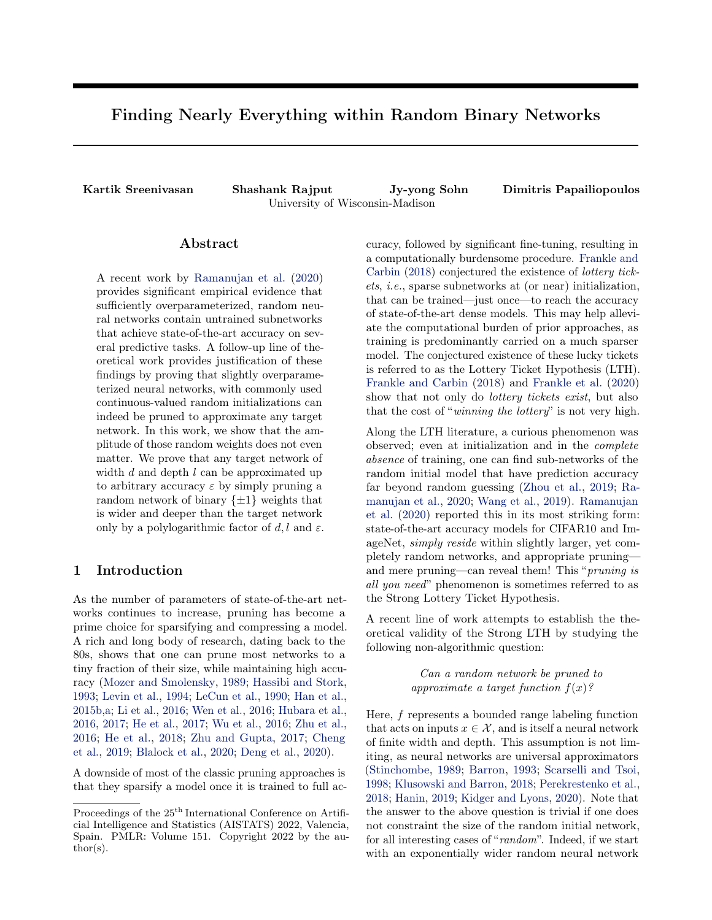# Finding Nearly Everything within Random Binary Networks

**Kartik Sreenivasan** **Shashank Rajput** **Jy-yong Sohn** **Dimitris Papailiopoulos**
University of Wisconsin-Madison

## Abstract

A recent work by Ramanujan et al. (2020) provides significant empirical evidence that sufficiently overparameterized, random neural networks contain untrained subnetworks that achieve state-of-the-art accuracy on several predictive tasks. A follow-up line of theoretical work provides justification of these findings by proving that slightly overparameterized neural networks, with commonly used continuous-valued random initializations can indeed be pruned to approximate any target network. In this work, we show that the amplitude of those random weights does not even matter. We prove that any target network of width $d$ and depth $l$ can be approximated up to arbitrary accuracy $\varepsilon$ by simply pruning a random network of binary $\{\pm 1\}$ weights that is wider and deeper than the target network only by a polylogarithmic factor of $d, l$ and $\varepsilon$.

## 1 Introduction

As the number of parameters of state-of-the-art networks continues to increase, pruning has become a prime choice for sparsifying and compressing a model. A rich and long body of research, dating back to the 80s, shows that one can prune most networks to a tiny fraction of their size, while maintaining high accuracy (Mozer and Smolensky, 1989; Hassibi and Stork, 1993; Levin et al., 1994; LeCun et al., 1990; Han et al., 2015b,a; Li et al., 2016; Wen et al., 2016; Hubara et al., 2016, 2017; He et al., 2017; Wu et al., 2016; Zhu et al., 2016; He et al., 2018; Zhu and Gupta, 2017; Cheng et al., 2019; Blalock et al., 2020; Deng et al., 2020).

A downside of most of the classic pruning approaches is that they sparsify a model once it is trained to full accuracy, followed by significant fine-tuning, resulting in a computationally burdensome procedure. Frankle and Carbin (2018) conjectured the existence of *lottery tickets*, *i.e.*, sparse subnetworks at (or near) initialization, that can be trained—just once—to reach the accuracy of state-of-the-art dense models. This may help alleviate the computational burden of prior approaches, as training is predominantly carried on a much sparser model. The conjectured existence of these lucky tickets is referred to as the Lottery Ticket Hypothesis (LTH). Frankle and Carbin (2018) and Frankle et al. (2020) show that not only do *lottery tickets exist*, but also that the cost of "*winning the lottery*" is not very high.

Along the LTH literature, a curious phenomenon was observed; even at initialization and in the *complete absence* of training, one can find sub-networks of the random initial model that have prediction accuracy far beyond random guessing (Zhou et al., 2019; Ramanujan et al., 2020; Wang et al., 2019). Ramanujan et al. (2020) reported this in its most striking form: state-of-the-art accuracy models for CIFAR10 and ImageNet, *simply reside* within slightly larger, yet completely random networks, and appropriate pruning—and mere pruning—can reveal them! This "*pruning is all you need*" phenomenon is sometimes referred to as the Strong Lottery Ticket Hypothesis.

A recent line of work attempts to establish the theoretical validity of the Strong LTH by studying the following non-algorithmic question:

*Can a random network be pruned to approximate a target function $f(x)$?*

Here, $f$ represents a bounded range labeling function that acts on inputs $x \in \mathcal{X}$, and is itself a neural network of finite width and depth. This assumption is not limiting, as neural networks are universal approximators (Stinchombe, 1989; Barron, 1993; Scarselli and Tsoi, 1998; Klusowski and Barron, 2018; Perekrestenko et al., 2018; Hanin, 2019; Kidger and Lyons, 2020). Note that the answer to the above question is trivial if one does not constraint the size of the random initial network, for all interesting cases of "*random*". Indeed, if we start with an exponentially wider random neural network

Proceedings of the 25[th] International Conference on Artificial Intelligence and Statistics (AISTATS) 2022, Valencia, Spain. PMLR: Volume 151. Copyright 2022 by the author(s).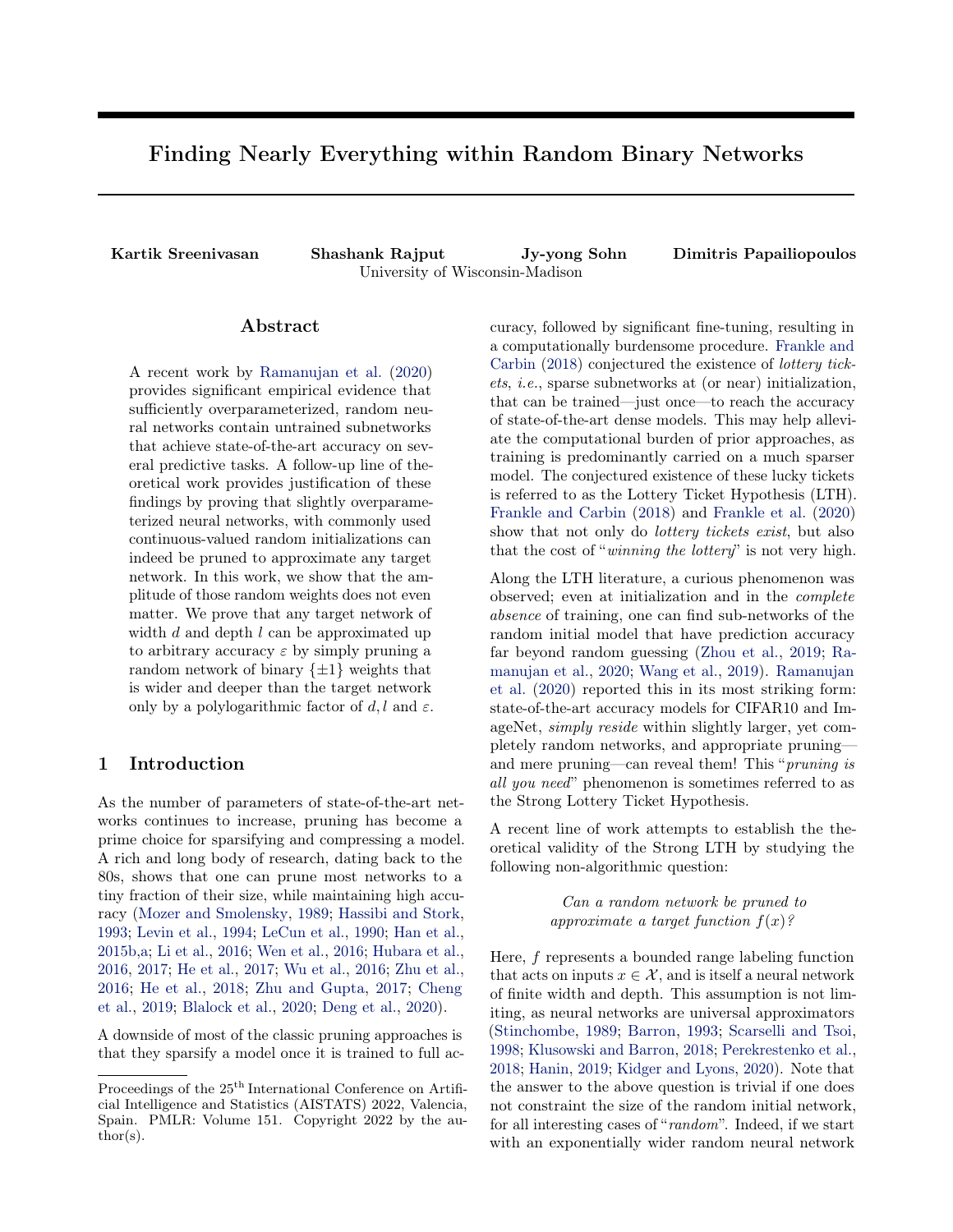# Finding Nearly Everything within Random Binary Networks

**Kartik Sreenivasan** **Shashank Rajput** **Jy-yong Sohn** **Dimitris Papailiopoulos**
University of Wisconsin-Madison

## Abstract

A recent work by Ramanujan et al. (2020) provides significant empirical evidence that sufficiently overparameterized, random neural networks contain untrained subnetworks that achieve state-of-the-art accuracy on several predictive tasks. A follow-up line of theoretical work provides justification of these findings by proving that slightly overparameterized neural networks, with commonly used continuous-valued random initializations can indeed be pruned to approximate any target network. In this work, we show that the amplitude of those random weights does not even matter. We prove that any target network of width $d$ and depth $l$ can be approximated up to arbitrary accuracy $\varepsilon$ by simply pruning a random network of binary $\{\pm 1\}$ weights that is wider and deeper than the target network only by a polylogarithmic factor of $d, l$ and $\varepsilon$.

## 1 Introduction

As the number of parameters of state-of-the-art networks continues to increase, pruning has become a prime choice for sparsifying and compressing a model. A rich and long body of research, dating back to the 80s, shows that one can prune most networks to a tiny fraction of their size, while maintaining high accuracy (Mozer and Smolensky, 1989; Hassibi and Stork, 1993; Levin et al., 1994; LeCun et al., 1990; Han et al., 2015b,a; Li et al., 2016; Wen et al., 2016; Hubara et al., 2016, 2017; He et al., 2017; Wu et al., 2016; Zhu et al., 2016; He et al., 2018; Zhu and Gupta, 2017; Cheng et al., 2019; Blalock et al., 2020; Deng et al., 2020).

A downside of most of the classic pruning approaches is that they sparsify a model once it is trained to full accuracy, followed by significant fine-tuning, resulting in a computationally burdensome procedure. Frankle and Carbin (2018) conjectured the existence of *lottery tickets*, *i.e.*, sparse subnetworks at (or near) initialization, that can be trained—just once—to reach the accuracy of state-of-the-art dense models. This may help alleviate the computational burden of prior approaches, as training is predominantly carried on a much sparser model. The conjectured existence of these lucky tickets is referred to as the Lottery Ticket Hypothesis (LTH). Frankle and Carbin (2018) and Frankle et al. (2020) show that not only do *lottery tickets exist*, but also that the cost of "*winning the lottery*" is not very high.

Along the LTH literature, a curious phenomenon was observed; even at initialization and in the *complete absence* of training, one can find sub-networks of the random initial model that have prediction accuracy far beyond random guessing (Zhou et al., 2019; Ramanujan et al., 2020; Wang et al., 2019). Ramanujan et al. (2020) reported this in its most striking form: state-of-the-art accuracy models for CIFAR10 and ImageNet, *simply reside* within slightly larger, yet completely random networks, and appropriate pruning—and mere pruning—can reveal them! This "*pruning is all you need*" phenomenon is sometimes referred to as the Strong Lottery Ticket Hypothesis.

A recent line of work attempts to establish the theoretical validity of the Strong LTH by studying the following non-algorithmic question:

*Can a random network be pruned to approximate a target function $f(x)$?*

Here, $f$ represents a bounded range labeling function that acts on inputs $x \in \mathcal{X}$, and is itself a neural network of finite width and depth. This assumption is not limiting, as neural networks are universal approximators (Stinchombe, 1989; Barron, 1993; Scarselli and Tsoi, 1998; Klusowski and Barron, 2018; Perekrestenko et al., 2018; Hanin, 2019; Kidger and Lyons, 2020). Note that the answer to the above question is trivial if one does not constraint the size of the random initial network, for all interesting cases of "*random*". Indeed, if we start with an exponentially wider random neural network

Proceedings of the 25[th] International Conference on Artificial Intelligence and Statistics (AISTATS) 2022, Valencia, Spain. PMLR: Volume 151. Copyright 2022 by the author(s).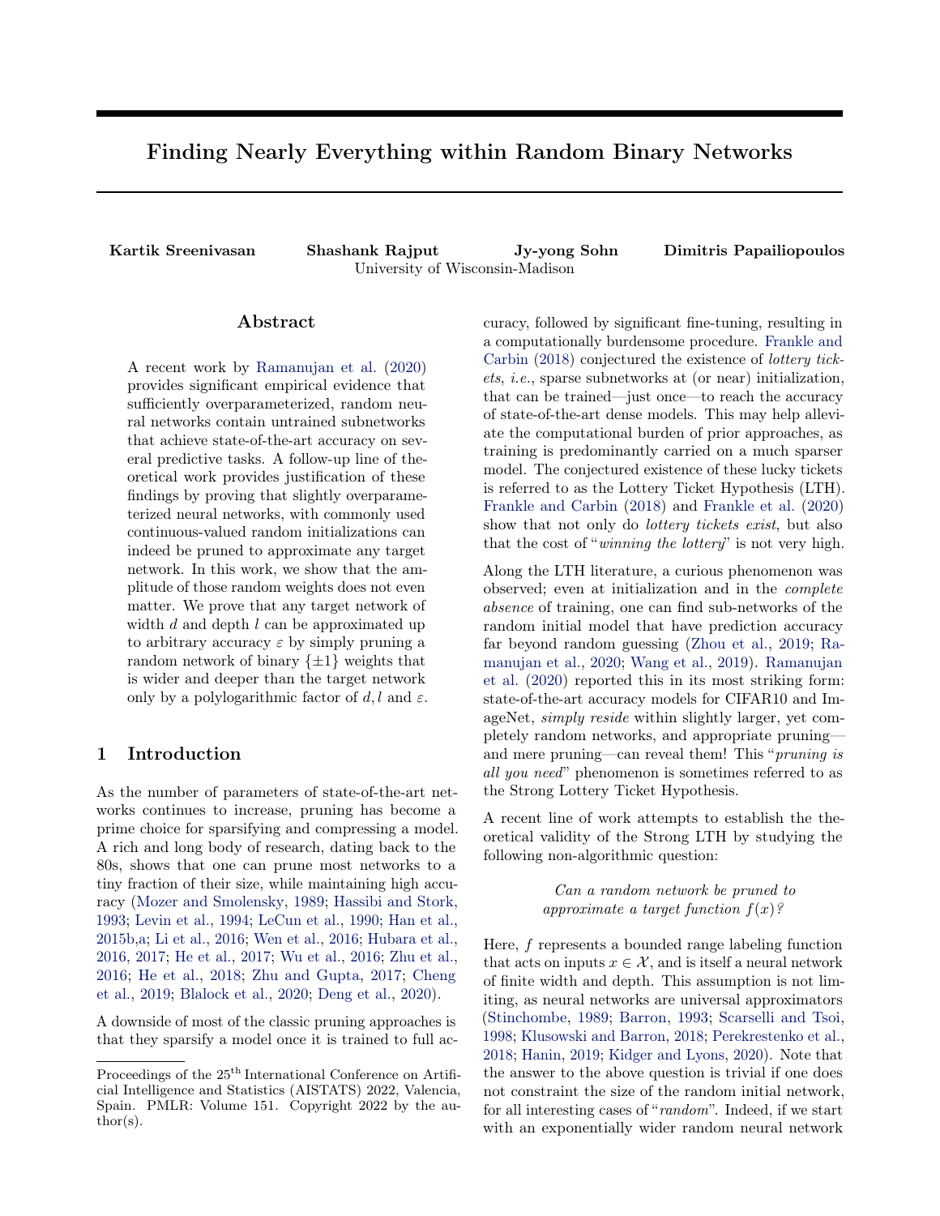# Finding Nearly Everything within Random Binary Networks

**Kartik Sreenivasan** **Shashank Rajput** **Jy-yong Sohn** **Dimitris Papailiopoulos**
University of Wisconsin-Madison

## Abstract

A recent work by Ramanujan et al. (2020) provides significant empirical evidence that sufficiently overparameterized, random neural networks contain untrained subnetworks that achieve state-of-the-art accuracy on several predictive tasks. A follow-up line of theoretical work provides justification of these findings by proving that slightly overparameterized neural networks, with commonly used continuous-valued random initializations can indeed be pruned to approximate any target network. In this work, we show that the amplitude of those random weights does not even matter. We prove that any target network of width $d$ and depth $l$ can be approximated up to arbitrary accuracy $\varepsilon$ by simply pruning a random network of binary $\{\pm 1\}$ weights that is wider and deeper than the target network only by a polylogarithmic factor of $d, l$ and $\varepsilon$.

## 1 Introduction

As the number of parameters of state-of-the-art networks continues to increase, pruning has become a prime choice for sparsifying and compressing a model. A rich and long body of research, dating back to the 80s, shows that one can prune most networks to a tiny fraction of their size, while maintaining high accuracy (Mozer and Smolensky, 1989; Hassibi and Stork, 1993; Levin et al., 1994; LeCun et al., 1990; Han et al., 2015b,a; Li et al., 2016; Wen et al., 2016; Hubara et al., 2016, 2017; He et al., 2017; Wu et al., 2016; Zhu et al., 2016; He et al., 2018; Zhu and Gupta, 2017; Cheng et al., 2019; Blalock et al., 2020; Deng et al., 2020).

A downside of most of the classic pruning approaches is that they sparsify a model once it is trained to full accuracy, followed by significant fine-tuning, resulting in a computationally burdensome procedure. Frankle and Carbin (2018) conjectured the existence of *lottery tickets*, *i.e.*, sparse subnetworks at (or near) initialization, that can be trained—just once—to reach the accuracy of state-of-the-art dense models. This may help alleviate the computational burden of prior approaches, as training is predominantly carried on a much sparser model. The conjectured existence of these lucky tickets is referred to as the Lottery Ticket Hypothesis (LTH). Frankle and Carbin (2018) and Frankle et al. (2020) show that not only do *lottery tickets exist*, but also that the cost of "*winning the lottery*" is not very high.

Along the LTH literature, a curious phenomenon was observed; even at initialization and in the *complete absence* of training, one can find sub-networks of the random initial model that have prediction accuracy far beyond random guessing (Zhou et al., 2019; Ramanujan et al., 2020; Wang et al., 2019). Ramanujan et al. (2020) reported this in its most striking form: state-of-the-art accuracy models for CIFAR10 and ImageNet, *simply reside* within slightly larger, yet completely random networks, and appropriate pruning—and mere pruning—can reveal them! This "*pruning is all you need*" phenomenon is sometimes referred to as the Strong Lottery Ticket Hypothesis.

A recent line of work attempts to establish the theoretical validity of the Strong LTH by studying the following non-algorithmic question:

*Can a random network be pruned to approximate a target function $f(x)$?*

Here, $f$ represents a bounded range labeling function that acts on inputs $x \in \mathcal{X}$, and is itself a neural network of finite width and depth. This assumption is not limiting, as neural networks are universal approximators (Stinchombe, 1989; Barron, 1993; Scarselli and Tsoi, 1998; Klusowski and Barron, 2018; Perekrestenko et al., 2018; Hanin, 2019; Kidger and Lyons, 2020). Note that the answer to the above question is trivial if one does not constraint the size of the random initial network, for all interesting cases of "*random*". Indeed, if we start with an exponentially wider random neural network

Proceedings of the 25[th] International Conference on Artificial Intelligence and Statistics (AISTATS) 2022, Valencia, Spain. PMLR: Volume 151. Copyright 2022 by the author(s).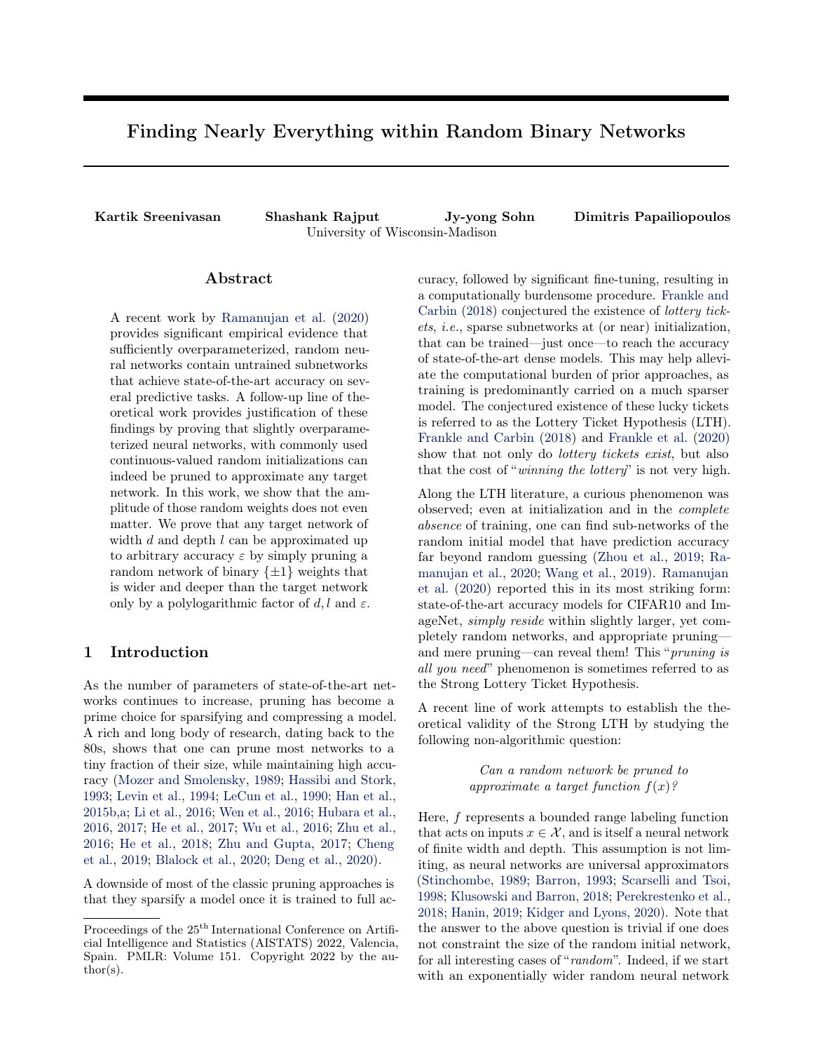# Finding Nearly Everything within Random Binary Networks

**Kartik Sreenivasan Shashank Rajput Jy-yong Sohn Dimitris Papailiopoulos**
University of Wisconsin-Madison

## Abstract

A recent work by Ramanujan et al. (2020) provides significant empirical evidence that sufficiently overparameterized, random neural networks contain untrained subnetworks that achieve state-of-the-art accuracy on several predictive tasks. A follow-up line of theoretical work provides justification of these findings by proving that slightly overparameterized neural networks, with commonly used continuous-valued random initializations can indeed be pruned to approximate any target network. In this work, we show that the amplitude of those random weights does not even matter. We prove that any target network of width $d$ and depth $l$ can be approximated up to arbitrary accuracy $\varepsilon$ by simply pruning a random network of binary $\{\pm 1\}$ weights that is wider and deeper than the target network only by a polylogarithmic factor of $d, l$ and $\varepsilon$.

## 1 Introduction

As the number of parameters of state-of-the-art networks continues to increase, pruning has become a prime choice for sparsifying and compressing a model. A rich and long body of research, dating back to the 80s, shows that one can prune most networks to a tiny fraction of their size, while maintaining high accuracy (Mozer and Smolensky, 1989; Hassibi and Stork, 1993; Levin et al., 1994; LeCun et al., 1990; Han et al., 2015b,a; Li et al., 2016; Wen et al., 2016; Hubara et al., 2016, 2017; He et al., 2017; Wu et al., 2016; Zhu et al., 2016; He et al., 2018; Zhu and Gupta, 2017; Cheng et al., 2019; Blalock et al., 2020; Deng et al., 2020).

A downside of most of the classic pruning approaches is that they sparsify a model once it is trained to full accuracy, followed by significant fine-tuning, resulting in a computationally burdensome procedure. Frankle and Carbin (2018) conjectured the existence of *lottery tickets*, *i.e.*, sparse subnetworks at (or near) initialization, that can be trained—just once—to reach the accuracy of state-of-the-art dense models. This may help alleviate the computational burden of prior approaches, as training is predominantly carried on a much sparser model. The conjectured existence of these lucky tickets is referred to as the Lottery Ticket Hypothesis (LTH). Frankle and Carbin (2018) and Frankle et al. (2020) show that not only do *lottery tickets exist*, but also that the cost of "*winning the lottery*" is not very high.

Along the LTH literature, a curious phenomenon was observed; even at initialization and in the *complete absence* of training, one can find sub-networks of the random initial model that have prediction accuracy far beyond random guessing (Zhou et al., 2019; Ramanujan et al., 2020; Wang et al., 2019). Ramanujan et al. (2020) reported this in its most striking form: state-of-the-art accuracy models for CIFAR10 and ImageNet, *simply reside* within slightly larger, yet completely random networks, and appropriate pruning—and mere pruning—can reveal them! This "*pruning is all you need*" phenomenon is sometimes referred to as the Strong Lottery Ticket Hypothesis.

A recent line of work attempts to establish the theoretical validity of the Strong LTH by studying the following non-algorithmic question:

*Can a random network be pruned to approximate a target function $f(x)$?*

Here, $f$ represents a bounded range labeling function that acts on inputs $x \in \mathcal{X}$, and is itself a neural network of finite width and depth. This assumption is not limiting, as neural networks are universal approximators (Stinchombe, 1989; Barron, 1993; Scarselli and Tsoi, 1998; Klusowski and Barron, 2018; Perekrestenko et al., 2018; Hanin, 2019; Kidger and Lyons, 2020). Note that the answer to the above question is trivial if one does not constraint the size of the random initial network, for all interesting cases of "*random*". Indeed, if we start with an exponentially wider random neural network

Proceedings of the 25[th] International Conference on Artificial Intelligence and Statistics (AISTATS) 2022, Valencia, Spain. PMLR: Volume 151. Copyright 2022 by the author(s).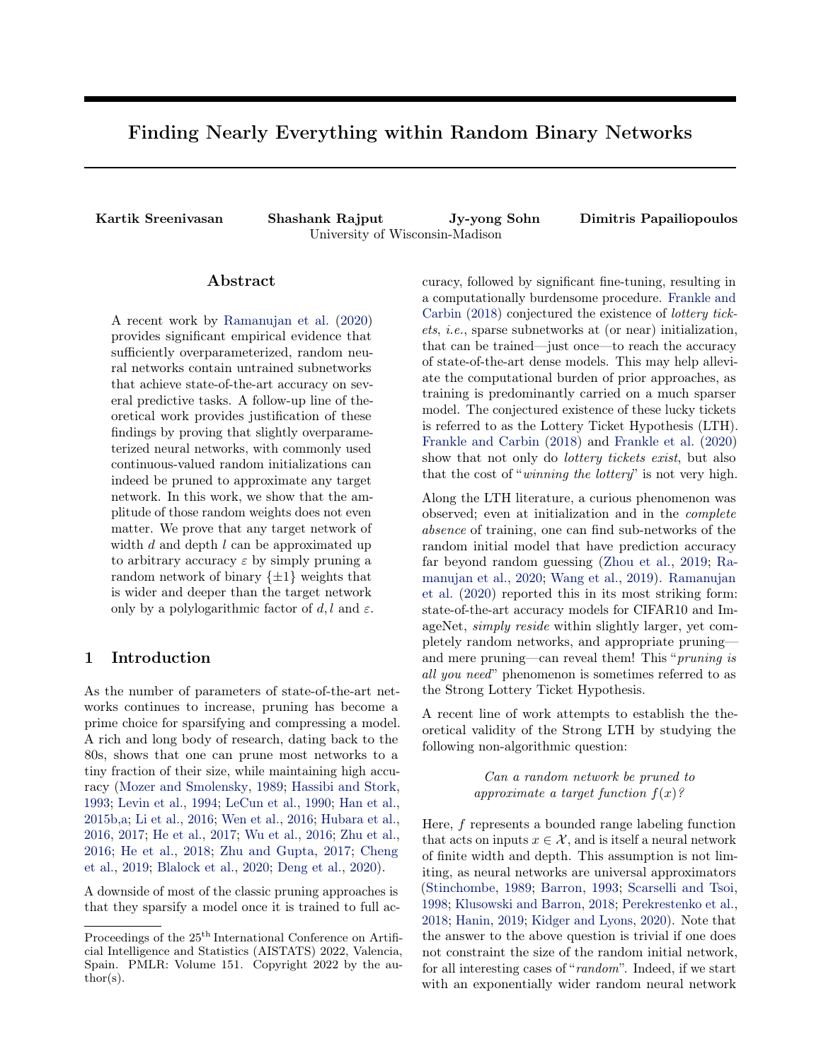# Finding Nearly Everything within Random Binary Networks

**Kartik Sreenivasan** **Shashank Rajput** **Jy-yong Sohn** **Dimitris Papailiopoulos**
University of Wisconsin-Madison

## Abstract

A recent work by Ramanujan et al. (2020) provides significant empirical evidence that sufficiently overparameterized, random neural networks contain untrained subnetworks that achieve state-of-the-art accuracy on several predictive tasks. A follow-up line of theoretical work provides justification of these findings by proving that slightly overparameterized neural networks, with commonly used continuous-valued random initializations can indeed be pruned to approximate any target network. In this work, we show that the amplitude of those random weights does not even matter. We prove that any target network of width $d$ and depth $l$ can be approximated up to arbitrary accuracy $\varepsilon$ by simply pruning a random network of binary $\{\pm 1\}$ weights that is wider and deeper than the target network only by a polylogarithmic factor of $d, l$ and $\varepsilon$.

## 1 Introduction

As the number of parameters of state-of-the-art networks continues to increase, pruning has become a prime choice for sparsifying and compressing a model. A rich and long body of research, dating back to the 80s, shows that one can prune most networks to a tiny fraction of their size, while maintaining high accuracy (Mozer and Smolensky, 1989; Hassibi and Stork, 1993; Levin et al., 1994; LeCun et al., 1990; Han et al., 2015b,a; Li et al., 2016; Wen et al., 2016; Hubara et al., 2016, 2017; He et al., 2017; Wu et al., 2016; Zhu et al., 2016; He et al., 2018; Zhu and Gupta, 2017; Cheng et al., 2019; Blalock et al., 2020; Deng et al., 2020).

A downside of most of the classic pruning approaches is that they sparsify a model once it is trained to full accuracy, followed by significant fine-tuning, resulting in a computationally burdensome procedure. Frankle and Carbin (2018) conjectured the existence of *lottery tickets*, *i.e.*, sparse subnetworks at (or near) initialization, that can be trained—just once—to reach the accuracy of state-of-the-art dense models. This may help alleviate the computational burden of prior approaches, as training is predominantly carried on a much sparser model. The conjectured existence of these lucky tickets is referred to as the Lottery Ticket Hypothesis (LTH). Frankle and Carbin (2018) and Frankle et al. (2020) show that not only do *lottery tickets exist*, but also that the cost of "*winning the lottery*" is not very high.

Along the LTH literature, a curious phenomenon was observed; even at initialization and in the *complete absence* of training, one can find sub-networks of the random initial model that have prediction accuracy far beyond random guessing (Zhou et al., 2019; Ramanujan et al., 2020; Wang et al., 2019). Ramanujan et al. (2020) reported this in its most striking form: state-of-the-art accuracy models for CIFAR10 and ImageNet, *simply reside* within slightly larger, yet completely random networks, and appropriate pruning—and mere pruning—can reveal them! This "*pruning is all you need*" phenomenon is sometimes referred to as the Strong Lottery Ticket Hypothesis.

A recent line of work attempts to establish the theoretical validity of the Strong LTH by studying the following non-algorithmic question:

*Can a random network be pruned to approximate a target function $f(x)$?*

Here, $f$ represents a bounded range labeling function that acts on inputs $x \in \mathcal{X}$, and is itself a neural network of finite width and depth. This assumption is not limiting, as neural networks are universal approximators (Stinchombe, 1989; Barron, 1993; Scarselli and Tsoi, 1998; Klusowski and Barron, 2018; Perekrestenko et al., 2018; Hanin, 2019; Kidger and Lyons, 2020). Note that the answer to the above question is trivial if one does not constraint the size of the random initial network, for all interesting cases of "*random*". Indeed, if we start with an exponentially wider random neural network

Proceedings of the 25[th] International Conference on Artificial Intelligence and Statistics (AISTATS) 2022, Valencia, Spain. PMLR: Volume 151. Copyright 2022 by the author(s).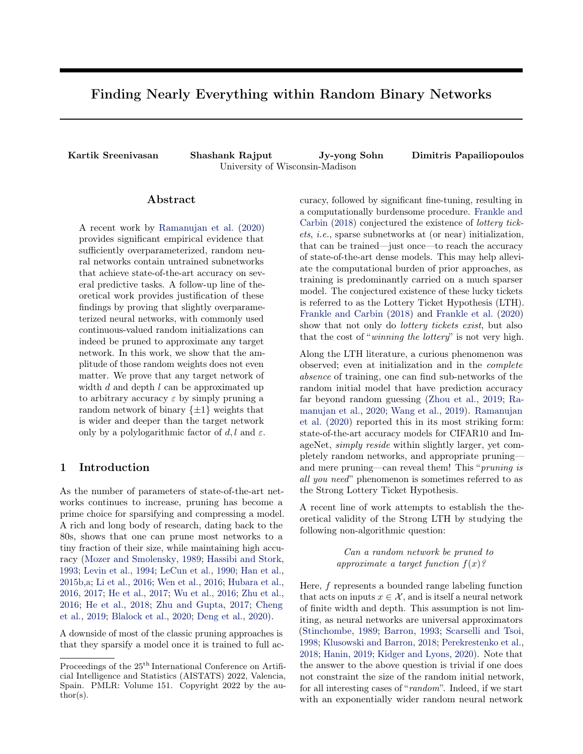# Finding Nearly Everything within Random Binary Networks

**Kartik Sreenivasan** **Shashank Rajput** **Jy-yong Sohn** **Dimitris Papailiopoulos**
University of Wisconsin-Madison

## Abstract

A recent work by Ramanujan et al. (2020) provides significant empirical evidence that sufficiently overparameterized, random neural networks contain untrained subnetworks that achieve state-of-the-art accuracy on several predictive tasks. A follow-up line of theoretical work provides justification of these findings by proving that slightly overparameterized neural networks, with commonly used continuous-valued random initializations can indeed be pruned to approximate any target network. In this work, we show that the amplitude of those random weights does not even matter. We prove that any target network of width $d$ and depth $l$ can be approximated up to arbitrary accuracy $\varepsilon$ by simply pruning a random network of binary $\{\pm 1\}$ weights that is wider and deeper than the target network only by a polylogarithmic factor of $d, l$ and $\varepsilon$.

## 1 Introduction

As the number of parameters of state-of-the-art networks continues to increase, pruning has become a prime choice for sparsifying and compressing a model. A rich and long body of research, dating back to the 80s, shows that one can prune most networks to a tiny fraction of their size, while maintaining high accuracy (Mozer and Smolensky, 1989; Hassibi and Stork, 1993; Levin et al., 1994; LeCun et al., 1990; Han et al., 2015b,a; Li et al., 2016; Wen et al., 2016; Hubara et al., 2016, 2017; He et al., 2017; Wu et al., 2016; Zhu et al., 2016; He et al., 2018; Zhu and Gupta, 2017; Cheng et al., 2019; Blalock et al., 2020; Deng et al., 2020).

A downside of most of the classic pruning approaches is that they sparsify a model once it is trained to full accuracy, followed by significant fine-tuning, resulting in a computationally burdensome procedure. Frankle and Carbin (2018) conjectured the existence of *lottery tickets*, *i.e.*, sparse subnetworks at (or near) initialization, that can be trained—just once—to reach the accuracy of state-of-the-art dense models. This may help alleviate the computational burden of prior approaches, as training is predominantly carried on a much sparser model. The conjectured existence of these lucky tickets is referred to as the Lottery Ticket Hypothesis (LTH). Frankle and Carbin (2018) and Frankle et al. (2020) show that not only do *lottery tickets exist*, but also that the cost of "*winning the lottery*" is not very high.

Along the LTH literature, a curious phenomenon was observed; even at initialization and in the *complete absence* of training, one can find sub-networks of the random initial model that have prediction accuracy far beyond random guessing (Zhou et al., 2019; Ramanujan et al., 2020; Wang et al., 2019). Ramanujan et al. (2020) reported this in its most striking form: state-of-the-art accuracy models for CIFAR10 and ImageNet, *simply reside* within slightly larger, yet completely random networks, and appropriate pruning—and mere pruning—can reveal them! This "*pruning is all you need*" phenomenon is sometimes referred to as the Strong Lottery Ticket Hypothesis.

A recent line of work attempts to establish the theoretical validity of the Strong LTH by studying the following non-algorithmic question:

*Can a random network be pruned to approximate a target function $f(x)$?*

Here, $f$ represents a bounded range labeling function that acts on inputs $x \in \mathcal{X}$, and is itself a neural network of finite width and depth. This assumption is not limiting, as neural networks are universal approximators (Stinchombe, 1989; Barron, 1993; Scarselli and Tsoi, 1998; Klusowski and Barron, 2018; Perekrestenko et al., 2018; Hanin, 2019; Kidger and Lyons, 2020). Note that the answer to the above question is trivial if one does not constraint the size of the random initial network, for all interesting cases of "*random*". Indeed, if we start with an exponentially wider random neural network

Proceedings of the 25[th] International Conference on Artificial Intelligence and Statistics (AISTATS) 2022, Valencia, Spain. PMLR: Volume 151. Copyright 2022 by the author(s).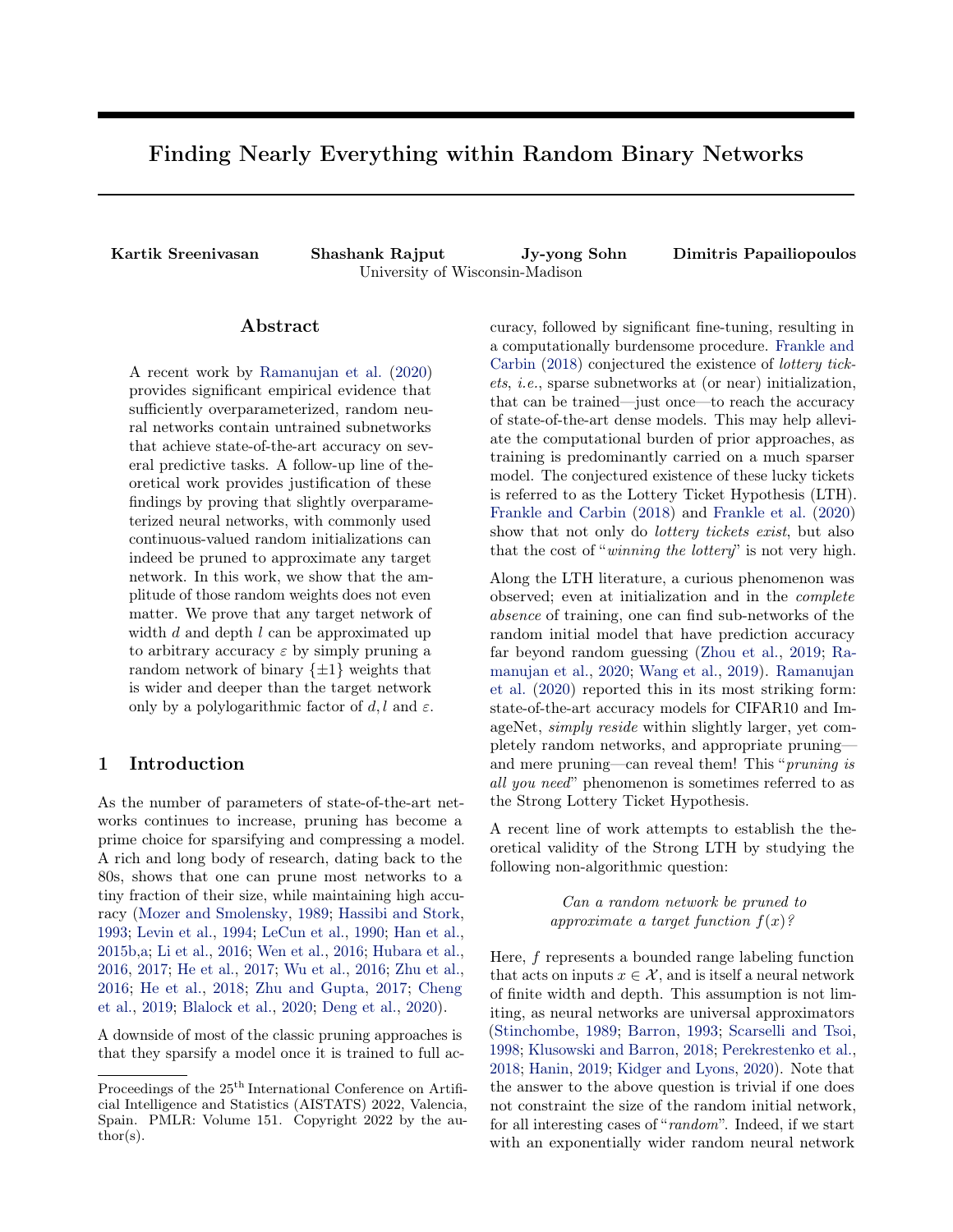# Finding Nearly Everything within Random Binary Networks

**Kartik Sreenivasan** **Shashank Rajput** **Jy-yong Sohn** **Dimitris Papailiopoulos**
University of Wisconsin-Madison

## Abstract

A recent work by Ramanujan et al. (2020) provides significant empirical evidence that sufficiently overparameterized, random neural networks contain untrained subnetworks that achieve state-of-the-art accuracy on several predictive tasks. A follow-up line of theoretical work provides justification of these findings by proving that slightly overparameterized neural networks, with commonly used continuous-valued random initializations can indeed be pruned to approximate any target network. In this work, we show that the amplitude of those random weights does not even matter. We prove that any target network of width $d$ and depth $l$ can be approximated up to arbitrary accuracy $\varepsilon$ by simply pruning a random network of binary $\{\pm 1\}$ weights that is wider and deeper than the target network only by a polylogarithmic factor of $d, l$ and $\varepsilon$.

## 1 Introduction

As the number of parameters of state-of-the-art networks continues to increase, pruning has become a prime choice for sparsifying and compressing a model. A rich and long body of research, dating back to the 80s, shows that one can prune most networks to a tiny fraction of their size, while maintaining high accuracy (Mozer and Smolensky, 1989; Hassibi and Stork, 1993; Levin et al., 1994; LeCun et al., 1990; Han et al., 2015b,a; Li et al., 2016; Wen et al., 2016; Hubara et al., 2016, 2017; He et al., 2017; Wu et al., 2016; Zhu et al., 2016; He et al., 2018; Zhu and Gupta, 2017; Cheng et al., 2019; Blalock et al., 2020; Deng et al., 2020).

A downside of most of the classic pruning approaches is that they sparsify a model once it is trained to full accuracy, followed by significant fine-tuning, resulting in a computationally burdensome procedure. Frankle and Carbin (2018) conjectured the existence of *lottery tickets*, *i.e.*, sparse subnetworks at (or near) initialization, that can be trained—just once—to reach the accuracy of state-of-the-art dense models. This may help alleviate the computational burden of prior approaches, as training is predominantly carried on a much sparser model. The conjectured existence of these lucky tickets is referred to as the Lottery Ticket Hypothesis (LTH). Frankle and Carbin (2018) and Frankle et al. (2020) show that not only do *lottery tickets exist*, but also that the cost of "*winning the lottery*" is not very high.

Along the LTH literature, a curious phenomenon was observed; even at initialization and in the *complete absence* of training, one can find sub-networks of the random initial model that have prediction accuracy far beyond random guessing (Zhou et al., 2019; Ramanujan et al., 2020; Wang et al., 2019). Ramanujan et al. (2020) reported this in its most striking form: state-of-the-art accuracy models for CIFAR10 and ImageNet, *simply reside* within slightly larger, yet completely random networks, and appropriate pruning—and mere pruning—can reveal them! This "*pruning is all you need*" phenomenon is sometimes referred to as the Strong Lottery Ticket Hypothesis.

A recent line of work attempts to establish the theoretical validity of the Strong LTH by studying the following non-algorithmic question:

*Can a random network be pruned to approximate a target function $f(x)$?*

Here, $f$ represents a bounded range labeling function that acts on inputs $x \in \mathcal{X}$, and is itself a neural network of finite width and depth. This assumption is not limiting, as neural networks are universal approximators (Stinchombe, 1989; Barron, 1993; Scarselli and Tsoi, 1998; Klusowski and Barron, 2018; Perekrestenko et al., 2018; Hanin, 2019; Kidger and Lyons, 2020). Note that the answer to the above question is trivial if one does not constraint the size of the random initial network, for all interesting cases of "*random*". Indeed, if we start with an exponentially wider random neural network

Proceedings of the 25[th] International Conference on Artificial Intelligence and Statistics (AISTATS) 2022, Valencia, Spain. PMLR: Volume 151. Copyright 2022 by the author(s).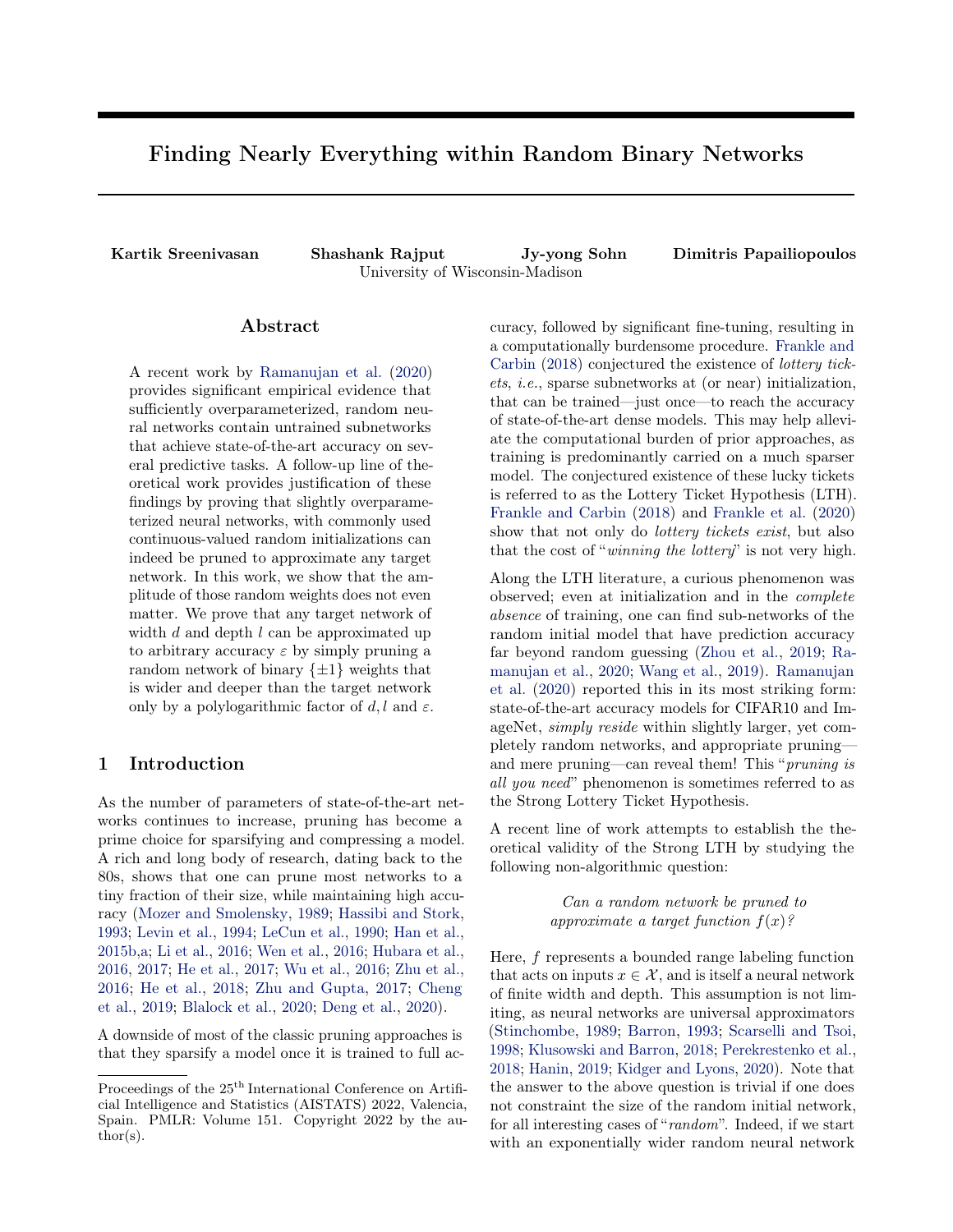# Finding Nearly Everything within Random Binary Networks

**Kartik Sreenivasan** **Shashank Rajput** **Jy-yong Sohn** **Dimitris Papailiopoulos**
University of Wisconsin-Madison

## Abstract

A recent work by Ramanujan et al. (2020) provides significant empirical evidence that sufficiently overparameterized, random neural networks contain untrained subnetworks that achieve state-of-the-art accuracy on several predictive tasks. A follow-up line of theoretical work provides justification of these findings by proving that slightly overparameterized neural networks, with commonly used continuous-valued random initializations can indeed be pruned to approximate any target network. In this work, we show that the amplitude of those random weights does not even matter. We prove that any target network of width $d$ and depth $l$ can be approximated up to arbitrary accuracy $\varepsilon$ by simply pruning a random network of binary $\{\pm 1\}$ weights that is wider and deeper than the target network only by a polylogarithmic factor of $d, l$ and $\varepsilon$.

## 1 Introduction

As the number of parameters of state-of-the-art networks continues to increase, pruning has become a prime choice for sparsifying and compressing a model. A rich and long body of research, dating back to the 80s, shows that one can prune most networks to a tiny fraction of their size, while maintaining high accuracy (Mozer and Smolensky, 1989; Hassibi and Stork, 1993; Levin et al., 1994; LeCun et al., 1990; Han et al., 2015b,a; Li et al., 2016; Wen et al., 2016; Hubara et al., 2016, 2017; He et al., 2017; Wu et al., 2016; Zhu et al., 2016; He et al., 2018; Zhu and Gupta, 2017; Cheng et al., 2019; Blalock et al., 2020; Deng et al., 2020).

A downside of most of the classic pruning approaches is that they sparsify a model once it is trained to full accuracy, followed by significant fine-tuning, resulting in a computationally burdensome procedure. Frankle and Carbin (2018) conjectured the existence of *lottery tickets*, *i.e.*, sparse subnetworks at (or near) initialization, that can be trained—just once—to reach the accuracy of state-of-the-art dense models. This may help alleviate the computational burden of prior approaches, as training is predominantly carried on a much sparser model. The conjectured existence of these lucky tickets is referred to as the Lottery Ticket Hypothesis (LTH). Frankle and Carbin (2018) and Frankle et al. (2020) show that not only do *lottery tickets exist*, but also that the cost of "*winning the lottery*" is not very high.

Along the LTH literature, a curious phenomenon was observed; even at initialization and in the *complete absence* of training, one can find sub-networks of the random initial model that have prediction accuracy far beyond random guessing (Zhou et al., 2019; Ramanujan et al., 2020; Wang et al., 2019). Ramanujan et al. (2020) reported this in its most striking form: state-of-the-art accuracy models for CIFAR10 and ImageNet, *simply reside* within slightly larger, yet completely random networks, and appropriate pruning—and mere pruning—can reveal them! This "*pruning is all you need*" phenomenon is sometimes referred to as the Strong Lottery Ticket Hypothesis.

A recent line of work attempts to establish the theoretical validity of the Strong LTH by studying the following non-algorithmic question:

*Can a random network be pruned to approximate a target function $f(x)$?*

Here, $f$ represents a bounded range labeling function that acts on inputs $x \in \mathcal{X}$, and is itself a neural network of finite width and depth. This assumption is not limiting, as neural networks are universal approximators (Stinchombe, 1989; Barron, 1993; Scarselli and Tsoi, 1998; Klusowski and Barron, 2018; Perekrestenko et al., 2018; Hanin, 2019; Kidger and Lyons, 2020). Note that the answer to the above question is trivial if one does not constraint the size of the random initial network, for all interesting cases of "*random*". Indeed, if we start with an exponentially wider random neural network

Proceedings of the 25[th] International Conference on Artificial Intelligence and Statistics (AISTATS) 2022, Valencia, Spain. PMLR: Volume 151. Copyright 2022 by the author(s).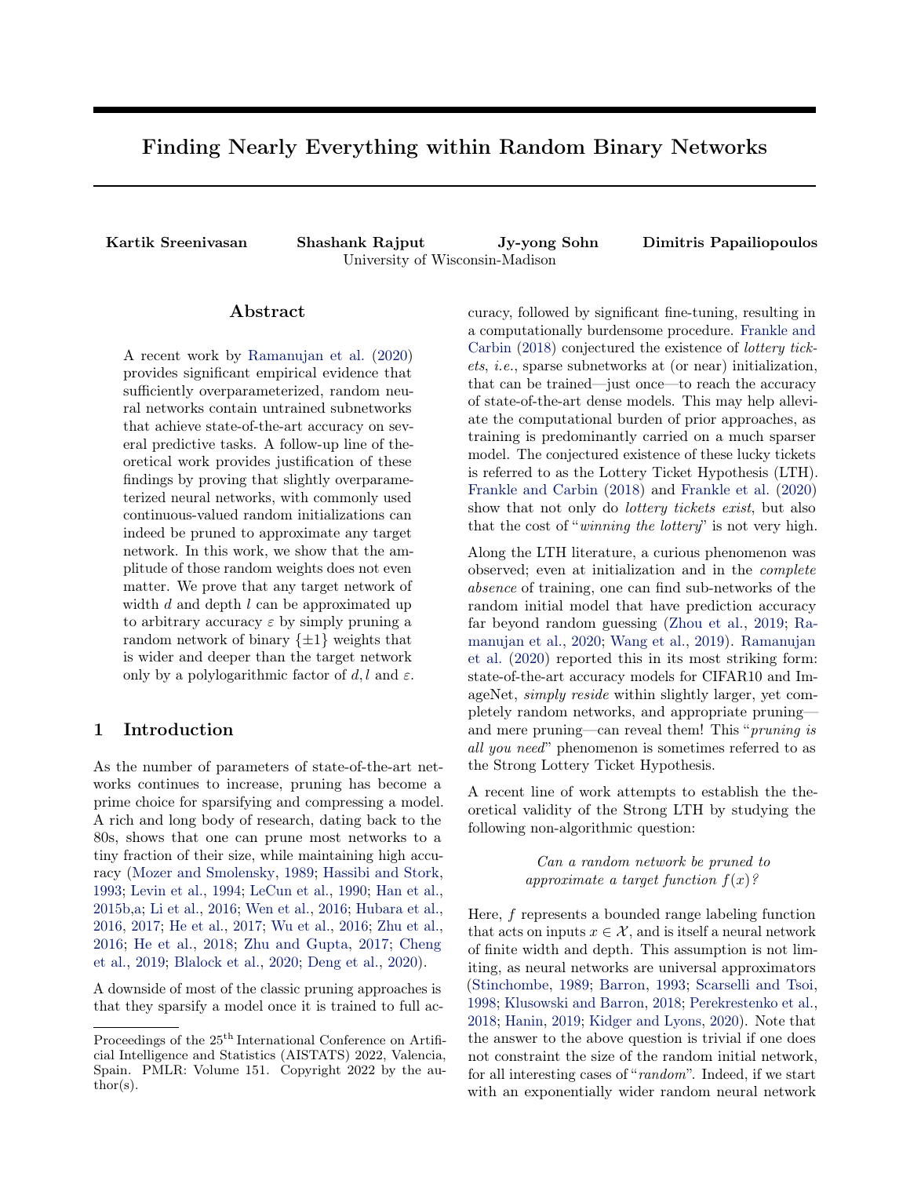# Finding Nearly Everything within Random Binary Networks

**Kartik Sreenivasan** **Shashank Rajput** **Jy-yong Sohn** **Dimitris Papailiopoulos**
University of Wisconsin-Madison

## Abstract

A recent work by Ramanujan et al. (2020) provides significant empirical evidence that sufficiently overparameterized, random neural networks contain untrained subnetworks that achieve state-of-the-art accuracy on several predictive tasks. A follow-up line of theoretical work provides justification of these findings by proving that slightly overparameterized neural networks, with commonly used continuous-valued random initializations can indeed be pruned to approximate any target network. In this work, we show that the amplitude of those random weights does not even matter. We prove that any target network of width $d$ and depth $l$ can be approximated up to arbitrary accuracy $\varepsilon$ by simply pruning a random network of binary $\{\pm 1\}$ weights that is wider and deeper than the target network only by a polylogarithmic factor of $d, l$ and $\varepsilon$.

## 1 Introduction

As the number of parameters of state-of-the-art networks continues to increase, pruning has become a prime choice for sparsifying and compressing a model. A rich and long body of research, dating back to the 80s, shows that one can prune most networks to a tiny fraction of their size, while maintaining high accuracy (Mozer and Smolensky, 1989; Hassibi and Stork, 1993; Levin et al., 1994; LeCun et al., 1990; Han et al., 2015b,a; Li et al., 2016; Wen et al., 2016; Hubara et al., 2016, 2017; He et al., 2017; Wu et al., 2016; Zhu et al., 2016; He et al., 2018; Zhu and Gupta, 2017; Cheng et al., 2019; Blalock et al., 2020; Deng et al., 2020).

A downside of most of the classic pruning approaches is that they sparsify a model once it is trained to full accuracy, followed by significant fine-tuning, resulting in a computationally burdensome procedure. Frankle and Carbin (2018) conjectured the existence of *lottery tickets*, *i.e.*, sparse subnetworks at (or near) initialization, that can be trained—just once—to reach the accuracy of state-of-the-art dense models. This may help alleviate the computational burden of prior approaches, as training is predominantly carried on a much sparser model. The conjectured existence of these lucky tickets is referred to as the Lottery Ticket Hypothesis (LTH). Frankle and Carbin (2018) and Frankle et al. (2020) show that not only do *lottery tickets exist*, but also that the cost of "*winning the lottery*" is not very high.

Along the LTH literature, a curious phenomenon was observed; even at initialization and in the *complete absence* of training, one can find sub-networks of the random initial model that have prediction accuracy far beyond random guessing (Zhou et al., 2019; Ramanujan et al., 2020; Wang et al., 2019). Ramanujan et al. (2020) reported this in its most striking form: state-of-the-art accuracy models for CIFAR10 and ImageNet, *simply reside* within slightly larger, yet completely random networks, and appropriate pruning—and mere pruning—can reveal them! This "*pruning is all you need*" phenomenon is sometimes referred to as the Strong Lottery Ticket Hypothesis.

A recent line of work attempts to establish the theoretical validity of the Strong LTH by studying the following non-algorithmic question:

*Can a random network be pruned to approximate a target function $f(x)$?*

Here, $f$ represents a bounded range labeling function that acts on inputs $x \in \mathcal{X}$, and is itself a neural network of finite width and depth. This assumption is not limiting, as neural networks are universal approximators (Stinchombe, 1989; Barron, 1993; Scarselli and Tsoi, 1998; Klusowski and Barron, 2018; Perekrestenko et al., 2018; Hanin, 2019; Kidger and Lyons, 2020). Note that the answer to the above question is trivial if one does not constraint the size of the random initial network, for all interesting cases of "*random*". Indeed, if we start with an exponentially wider random neural network

Proceedings of the 25[th] International Conference on Artificial Intelligence and Statistics (AISTATS) 2022, Valencia, Spain. PMLR: Volume 151. Copyright 2022 by the author(s).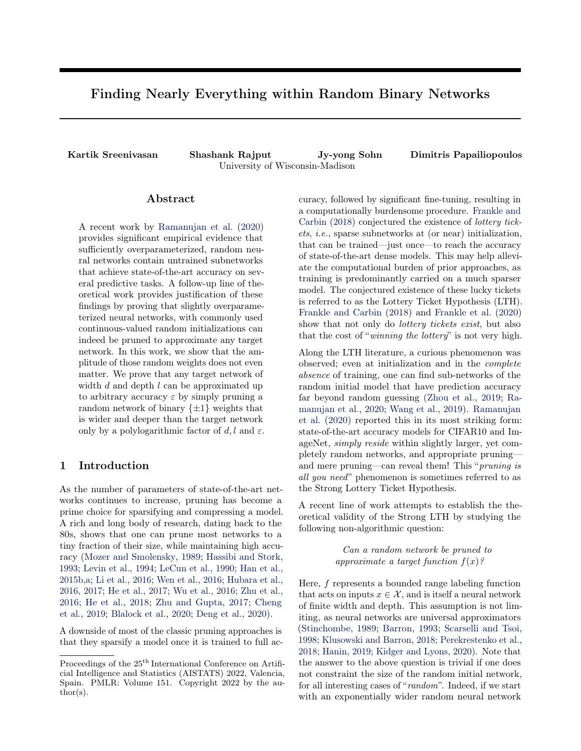# Finding Nearly Everything within Random Binary Networks

**Kartik Sreenivasan** **Shashank Rajput** **Jy-yong Sohn** **Dimitris Papailiopoulos**
University of Wisconsin-Madison

## Abstract

A recent work by Ramanujan et al. (2020) provides significant empirical evidence that sufficiently overparameterized, random neural networks contain untrained subnetworks that achieve state-of-the-art accuracy on several predictive tasks. A follow-up line of theoretical work provides justification of these findings by proving that slightly overparameterized neural networks, with commonly used continuous-valued random initializations can indeed be pruned to approximate any target network. In this work, we show that the amplitude of those random weights does not even matter. We prove that any target network of width $d$ and depth $l$ can be approximated up to arbitrary accuracy $\varepsilon$ by simply pruning a random network of binary $\{\pm 1\}$ weights that is wider and deeper than the target network only by a polylogarithmic factor of $d, l$ and $\varepsilon$.

## 1 Introduction

As the number of parameters of state-of-the-art networks continues to increase, pruning has become a prime choice for sparsifying and compressing a model. A rich and long body of research, dating back to the 80s, shows that one can prune most networks to a tiny fraction of their size, while maintaining high accuracy (Mozer and Smolensky, 1989; Hassibi and Stork, 1993; Levin et al., 1994; LeCun et al., 1990; Han et al., 2015b,a; Li et al., 2016; Wen et al., 2016; Hubara et al., 2016, 2017; He et al., 2017; Wu et al., 2016; Zhu et al., 2016; He et al., 2018; Zhu and Gupta, 2017; Cheng et al., 2019; Blalock et al., 2020; Deng et al., 2020).

A downside of most of the classic pruning approaches is that they sparsify a model once it is trained to full accuracy, followed by significant fine-tuning, resulting in a computationally burdensome procedure. Frankle and Carbin (2018) conjectured the existence of *lottery tickets*, *i.e.*, sparse subnetworks at (or near) initialization, that can be trained—just once—to reach the accuracy of state-of-the-art dense models. This may help alleviate the computational burden of prior approaches, as training is predominantly carried on a much sparser model. The conjectured existence of these lucky tickets is referred to as the Lottery Ticket Hypothesis (LTH). Frankle and Carbin (2018) and Frankle et al. (2020) show that not only do *lottery tickets exist*, but also that the cost of "*winning the lottery*" is not very high.

Along the LTH literature, a curious phenomenon was observed; even at initialization and in the *complete absence* of training, one can find sub-networks of the random initial model that have prediction accuracy far beyond random guessing (Zhou et al., 2019; Ramanujan et al., 2020; Wang et al., 2019). Ramanujan et al. (2020) reported this in its most striking form: state-of-the-art accuracy models for CIFAR10 and ImageNet, *simply reside* within slightly larger, yet completely random networks, and appropriate pruning—and mere pruning—can reveal them! This "*pruning is all you need*" phenomenon is sometimes referred to as the Strong Lottery Ticket Hypothesis.

A recent line of work attempts to establish the theoretical validity of the Strong LTH by studying the following non-algorithmic question:

*Can a random network be pruned to approximate a target function $f(x)$?*

Here, $f$ represents a bounded range labeling function that acts on inputs $x \in \mathcal{X}$, and is itself a neural network of finite width and depth. This assumption is not limiting, as neural networks are universal approximators (Stinchombe, 1989; Barron, 1993; Scarselli and Tsoi, 1998; Klusowski and Barron, 2018; Perekrestenko et al., 2018; Hanin, 2019; Kidger and Lyons, 2020). Note that the answer to the above question is trivial if one does not constraint the size of the random initial network, for all interesting cases of "*random*". Indeed, if we start with an exponentially wider random neural network

Proceedings of the 25[th] International Conference on Artificial Intelligence and Statistics (AISTATS) 2022, Valencia, Spain. PMLR: Volume 151. Copyright 2022 by the author(s).